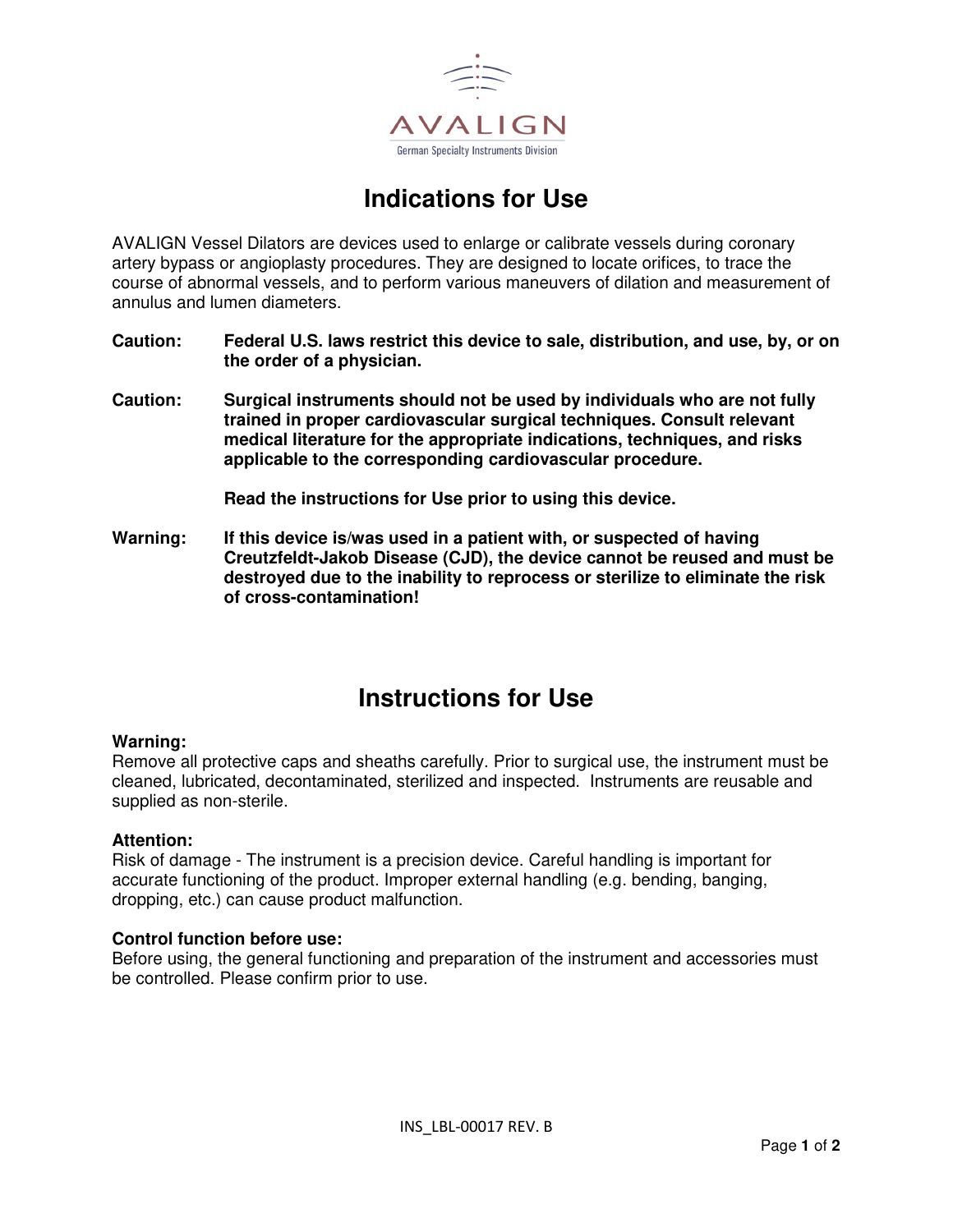AVALIGN

German Specialty Instruments Division

# Indications for Use

AVALIGN Vessel Dilators are devices used to enlarge or calibrate vessels during coronary artery bypass or angioplasty procedures. They are designed to locate orifices, to trace the course of abnormal vessels, and to perform various maneuvers of dilation and measurement of annulus and lumen diameters.

**Caution:** **Federal U.S. laws restrict this device to sale, distribution, and use, by, or on the order of a physician.**

**Caution:** **Surgical instruments should not be used by individuals who are not fully trained in proper cardiovascular surgical techniques. Consult relevant medical literature for the appropriate indications, techniques, and risks applicable to the corresponding cardiovascular procedure.**

**Read the instructions for Use prior to using this device.**

**Warning:** **If this device is/was used in a patient with, or suspected of having Creutzfeldt-Jakob Disease (CJD), the device cannot be reused and must be destroyed due to the inability to reprocess or sterilize to eliminate the risk of cross-contamination!**

# Instructions for Use

**Warning:**
Remove all protective caps and sheaths carefully. Prior to surgical use, the instrument must be cleaned, lubricated, decontaminated, sterilized and inspected. Instruments are reusable and supplied as non-sterile.

**Attention:**
Risk of damage - The instrument is a precision device. Careful handling is important for accurate functioning of the product. Improper external handling (e.g. bending, banging, dropping, etc.) can cause product malfunction.

**Control function before use:**
Before using, the general functioning and preparation of the instrument and accessories must be controlled. Please confirm prior to use.

INS_LBL-00017 REV. B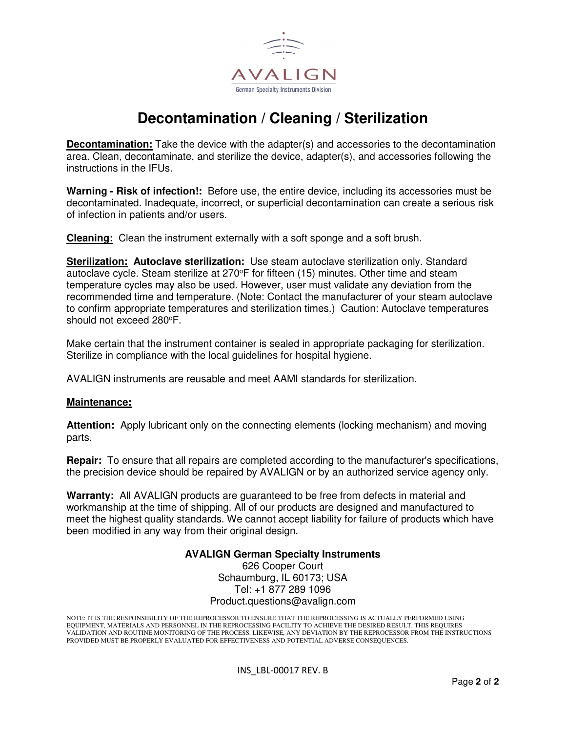AVALIGN

German Specialty Instruments Division

# Decontamination / Cleaning / Sterilization

**Decontamination:** Take the device with the adapter(s) and accessories to the decontamination area. Clean, decontaminate, and sterilize the device, adapter(s), and accessories following the instructions in the IFUs.

**Warning - Risk of infection!:** Before use, the entire device, including its accessories must be decontaminated. Inadequate, incorrect, or superficial decontamination can create a serious risk of infection in patients and/or users.

**Cleaning:** Clean the instrument externally with a soft sponge and a soft brush.

**Sterilization:** **Autoclave sterilization:** Use steam autoclave sterilization only. Standard autoclave cycle. Steam sterilize at 270°F for fifteen (15) minutes. Other time and steam temperature cycles may also be used. However, user must validate any deviation from the recommended time and temperature. (Note: Contact the manufacturer of your steam autoclave to confirm appropriate temperatures and sterilization times.) Caution: Autoclave temperatures should not exceed 280°F.

Make certain that the instrument container is sealed in appropriate packaging for sterilization. Sterilize in compliance with the local guidelines for hospital hygiene.

AVALIGN instruments are reusable and meet AAMI standards for sterilization.

**Maintenance:**

**Attention:** Apply lubricant only on the connecting elements (locking mechanism) and moving parts.

**Repair:** To ensure that all repairs are completed according to the manufacturer's specifications, the precision device should be repaired by AVALIGN or by an authorized service agency only.

**Warranty:** All AVALIGN products are guaranteed to be free from defects in material and workmanship at the time of shipping. All of our products are designed and manufactured to meet the highest quality standards. We cannot accept liability for failure of products which have been modified in any way from their original design.

**AVALIGN German Specialty Instruments**
626 Cooper Court
Schaumburg, IL 60173; USA
Tel: +1 877 289 1096
Product.questions@avalign.com

NOTE: IT IS THE RESPONSIBILITY OF THE REPROCESSOR TO ENSURE THAT THE REPROCESSING IS ACTUALLY PERFORMED USING EQUIPMENT, MATERIALS AND PERSONNEL IN THE REPROCESSING FACILITY TO ACHIEVE THE DESIRED RESULT. THIS REQUIRES VALIDATION AND ROUTINE MONITORING OF THE PROCESS. LIKEWISE, ANY DEVIATION BY THE REPROCESSOR FROM THE INSTRUCTIONS PROVIDED MUST BE PROPERLY EVALUATED FOR EFFECTIVENESS AND POTENTIAL ADVERSE CONSEQUENCES.

INS_LBL-00017 REV. B